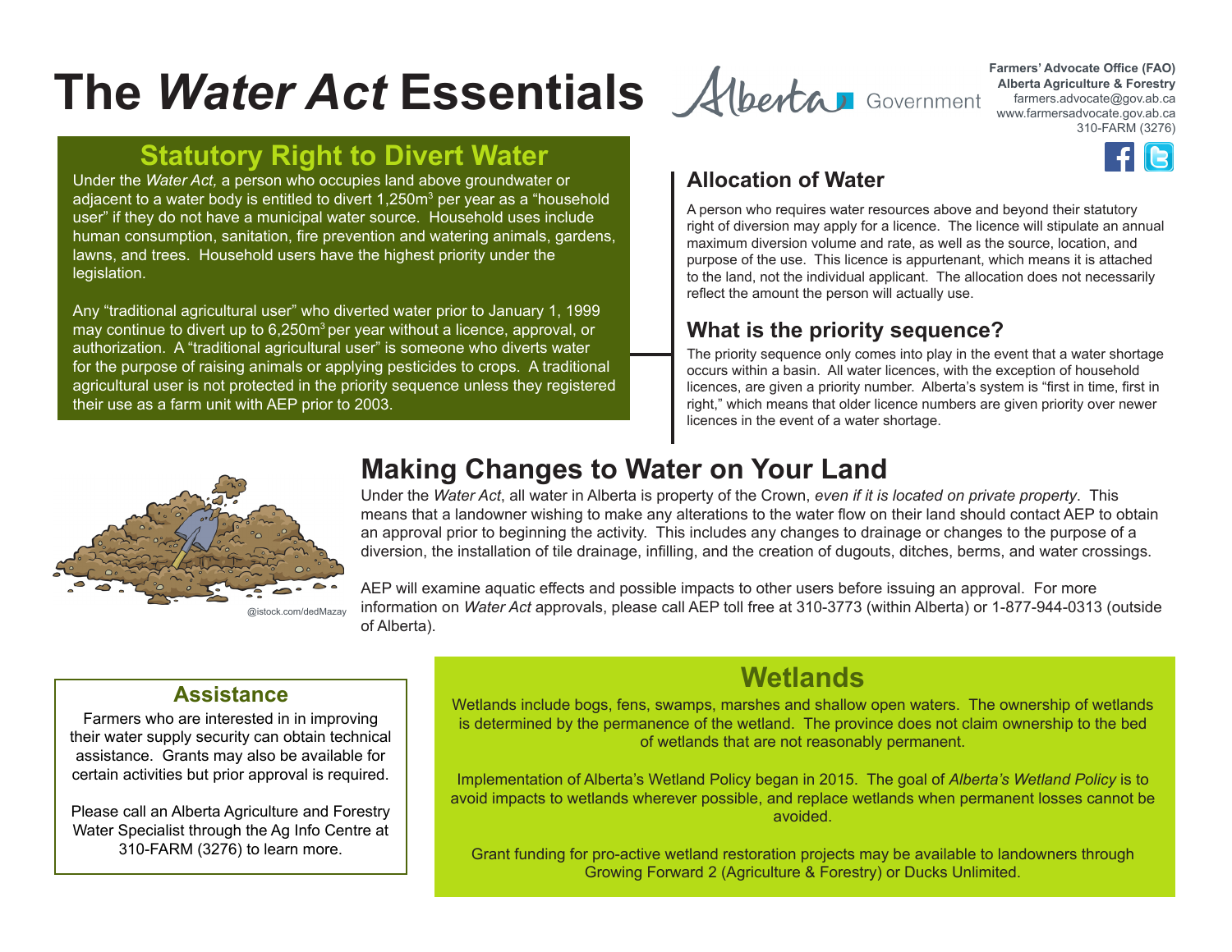# The *Water Act* Essentials

**Farmers' Advocate Office (FAO)**
**Alberta Agriculture & Forestry**
farmers.advocate@gov.ab.ca
www.farmersadvocate.gov.ab.ca
310-FARM (3276)

## Statutory Right to Divert Water

Under the *Water Act,* a person who occupies land above groundwater or adjacent to a water body is entitled to divert 1,250m$^3$ per year as a "household user" if they do not have a municipal water source. Household uses include human consumption, sanitation, fire prevention and watering animals, gardens, lawns, and trees. Household users have the highest priority under the legislation.

Any "traditional agricultural user" who diverted water prior to January 1, 1999 may continue to divert up to 6,250m$^3$ per year without a licence, approval, or authorization. A "traditional agricultural user" is someone who diverts water for the purpose of raising animals or applying pesticides to crops. A traditional agricultural user is not protected in the priority sequence unless they registered their use as a farm unit with AEP prior to 2003.

## Allocation of Water

A person who requires water resources above and beyond their statutory right of diversion may apply for a licence. The licence will stipulate an annual maximum diversion volume and rate, as well as the source, location, and purpose of the use. This licence is appurtenant, which means it is attached to the land, not the individual applicant. The allocation does not necessarily reflect the amount the person will actually use.

## What is the priority sequence?

The priority sequence only comes into play in the event that a water shortage occurs within a basin. All water licences, with the exception of household licences, are given a priority number. Alberta's system is "first in time, first in right," which means that older licence numbers are given priority over newer licences in the event of a water shortage.

@istock.com/dedMazay

## Making Changes to Water on Your Land

Under the *Water Act*, all water in Alberta is property of the Crown, *even if it is located on private property*. This means that a landowner wishing to make any alterations to the water flow on their land should contact AEP to obtain an approval prior to beginning the activity. This includes any changes to drainage or changes to the purpose of a diversion, the installation of tile drainage, infilling, and the creation of dugouts, ditches, berms, and water crossings.

AEP will examine aquatic effects and possible impacts to other users before issuing an approval. For more information on *Water Act* approvals, please call AEP toll free at 310-3773 (within Alberta) or 1-877-944-0313 (outside of Alberta).

## Assistance

Farmers who are interested in in improving their water supply security can obtain technical assistance. Grants may also be available for certain activities but prior approval is required.

Please call an Alberta Agriculture and Forestry Water Specialist through the Ag Info Centre at 310-FARM (3276) to learn more.

## Wetlands

Wetlands include bogs, fens, swamps, marshes and shallow open waters. The ownership of wetlands is determined by the permanence of the wetland. The province does not claim ownership to the bed of wetlands that are not reasonably permanent.

Implementation of Alberta's Wetland Policy began in 2015. The goal of *Alberta's Wetland Policy* is to avoid impacts to wetlands wherever possible, and replace wetlands when permanent losses cannot be avoided.

Grant funding for pro-active wetland restoration projects may be available to landowners through Growing Forward 2 (Agriculture & Forestry) or Ducks Unlimited.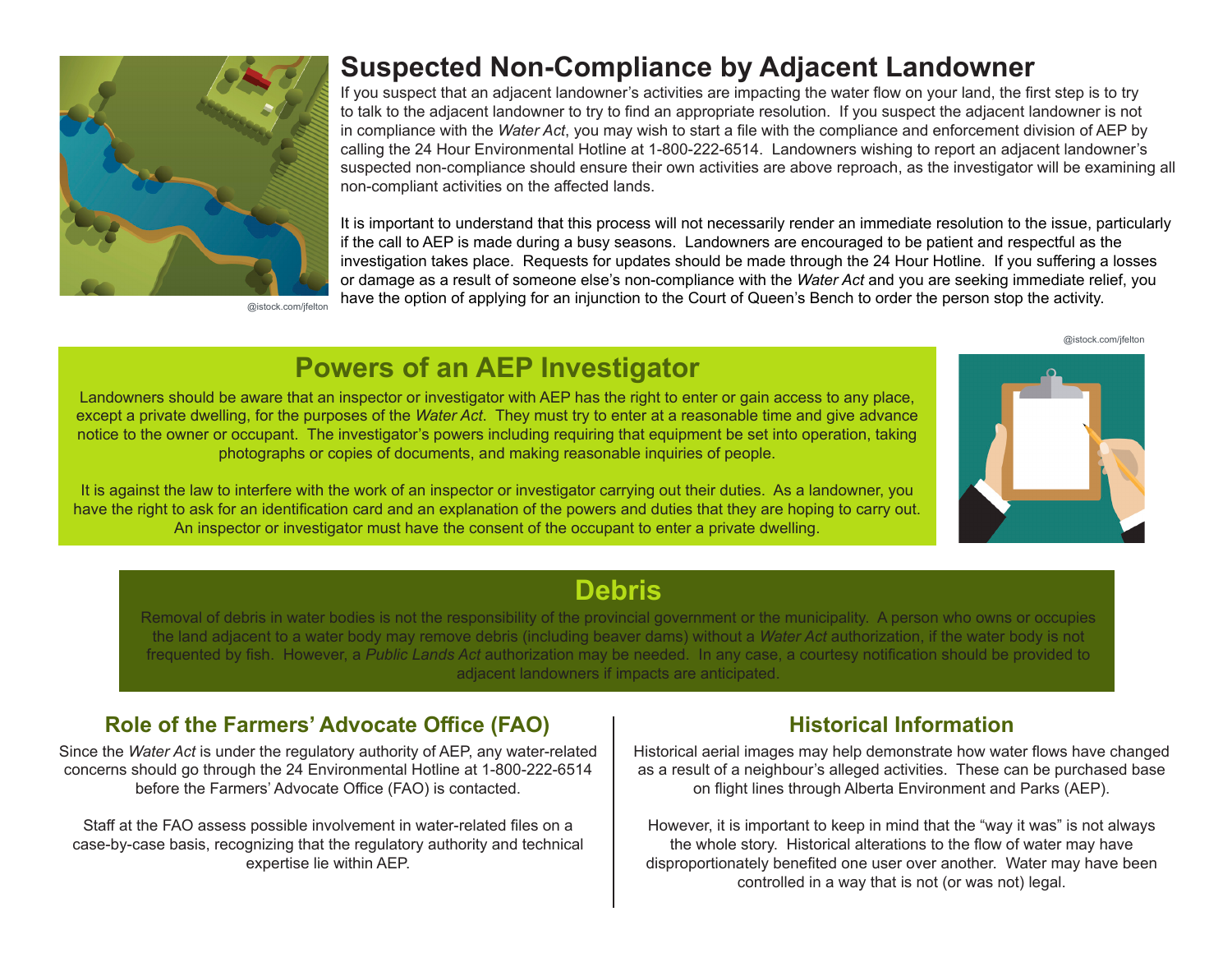## Suspected Non-Compliance by Adjacent Landowner

If you suspect that an adjacent landowner's activities are impacting the water flow on your land, the first step is to try to talk to the adjacent landowner to try to find an appropriate resolution. If you suspect the adjacent landowner is not in compliance with the *Water Act*, you may wish to start a file with the compliance and enforcement division of AEP by calling the 24 Hour Environmental Hotline at 1-800-222-6514. Landowners wishing to report an adjacent landowner's suspected non-compliance should ensure their own activities are above reproach, as the investigator will be examining all non-compliant activities on the affected lands.

It is important to understand that this process will not necessarily render an immediate resolution to the issue, particularly if the call to AEP is made during a busy seasons. Landowners are encouraged to be patient and respectful as the investigation takes place. Requests for updates should be made through the 24 Hour Hotline. If you suffering a losses or damage as a result of someone else's non-compliance with the *Water Act* and you are seeking immediate relief, you have the option of applying for an injunction to the Court of Queen's Bench to order the person stop the activity.

@istock.com/jfelton

@istock.com/jfelton

## Powers of an AEP Investigator

Landowners should be aware that an inspector or investigator with AEP has the right to enter or gain access to any place, except a private dwelling, for the purposes of the *Water Act*. They must try to enter at a reasonable time and give advance notice to the owner or occupant. The investigator's powers including requiring that equipment be set into operation, taking photographs or copies of documents, and making reasonable inquiries of people.

It is against the law to interfere with the work of an inspector or investigator carrying out their duties. As a landowner, you have the right to ask for an identification card and an explanation of the powers and duties that they are hoping to carry out. An inspector or investigator must have the consent of the occupant to enter a private dwelling.

## Debris

Removal of debris in water bodies is not the responsibility of the provincial government or the municipality. A person who owns or occupies the land adjacent to a water body may remove debris (including beaver dams) without a *Water Act* authorization, if the water body is not frequented by fish. However, a *Public Lands Act* authorization may be needed. In any case, a courtesy notification should be provided to adjacent landowners if impacts are anticipated.

## Role of the Farmers' Advocate Office (FAO)

Since the *Water Act* is under the regulatory authority of AEP, any water-related concerns should go through the 24 Environmental Hotline at 1-800-222-6514 before the Farmers' Advocate Office (FAO) is contacted.

Staff at the FAO assess possible involvement in water-related files on a case-by-case basis, recognizing that the regulatory authority and technical expertise lie within AEP.

## Historical Information

Historical aerial images may help demonstrate how water flows have changed as a result of a neighbour's alleged activities. These can be purchased base on flight lines through Alberta Environment and Parks (AEP).

However, it is important to keep in mind that the "way it was" is not always the whole story. Historical alterations to the flow of water may have disproportionately benefited one user over another. Water may have been controlled in a way that is not (or was not) legal.